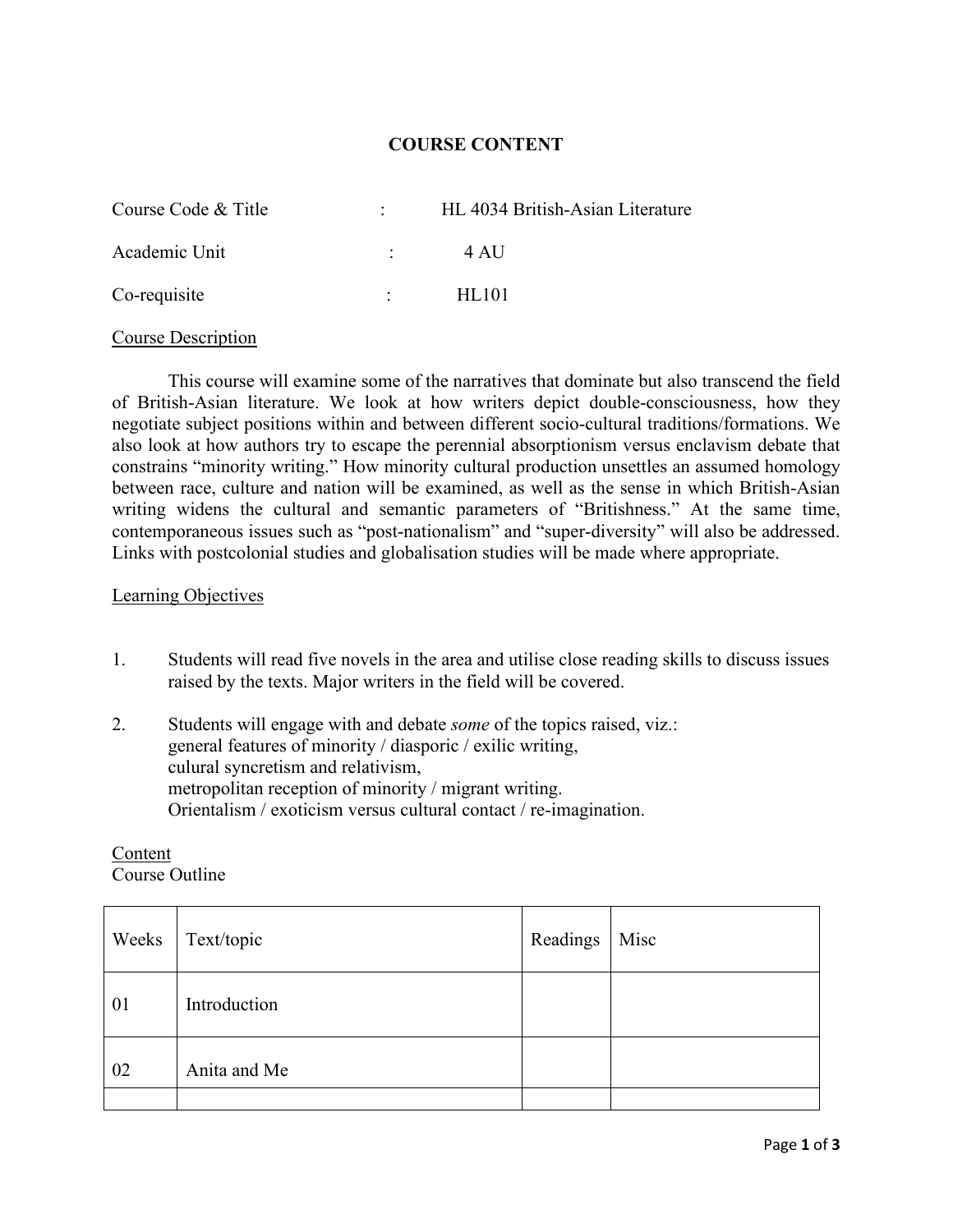# COURSE CONTENT

Course Code & Title : HL 4034 British-Asian Literature

Academic Unit : 4 AU

Co-requisite : HL101

Course Description

This course will examine some of the narratives that dominate but also transcend the field of British-Asian literature. We look at how writers depict double-consciousness, how they negotiate subject positions within and between different socio-cultural traditions/formations. We also look at how authors try to escape the perennial absorptionism versus enclavism debate that constrains "minority writing." How minority cultural production unsettles an assumed homology between race, culture and nation will be examined, as well as the sense in which British-Asian writing widens the cultural and semantic parameters of "Britishness." At the same time, contemporaneous issues such as "post-nationalism" and "super-diversity" will also be addressed. Links with postcolonial studies and globalisation studies will be made where appropriate.

Learning Objectives

1. Students will read five novels in the area and utilise close reading skills to discuss issues raised by the texts. Major writers in the field will be covered.

2. Students will engage with and debate *some* of the topics raised, viz.:
   general features of minority / diasporic / exilic writing,
   culural syncretism and relativism,
   metropolitan reception of minority / migrant writing.
   Orientalism / exoticism versus cultural contact / re-imagination.

Content
Course Outline

| Weeks | Text/topic | Readings | Misc |
|---|---|---|---|
| 01 | Introduction | | |
| 02 | Anita and Me | | |
| | | | |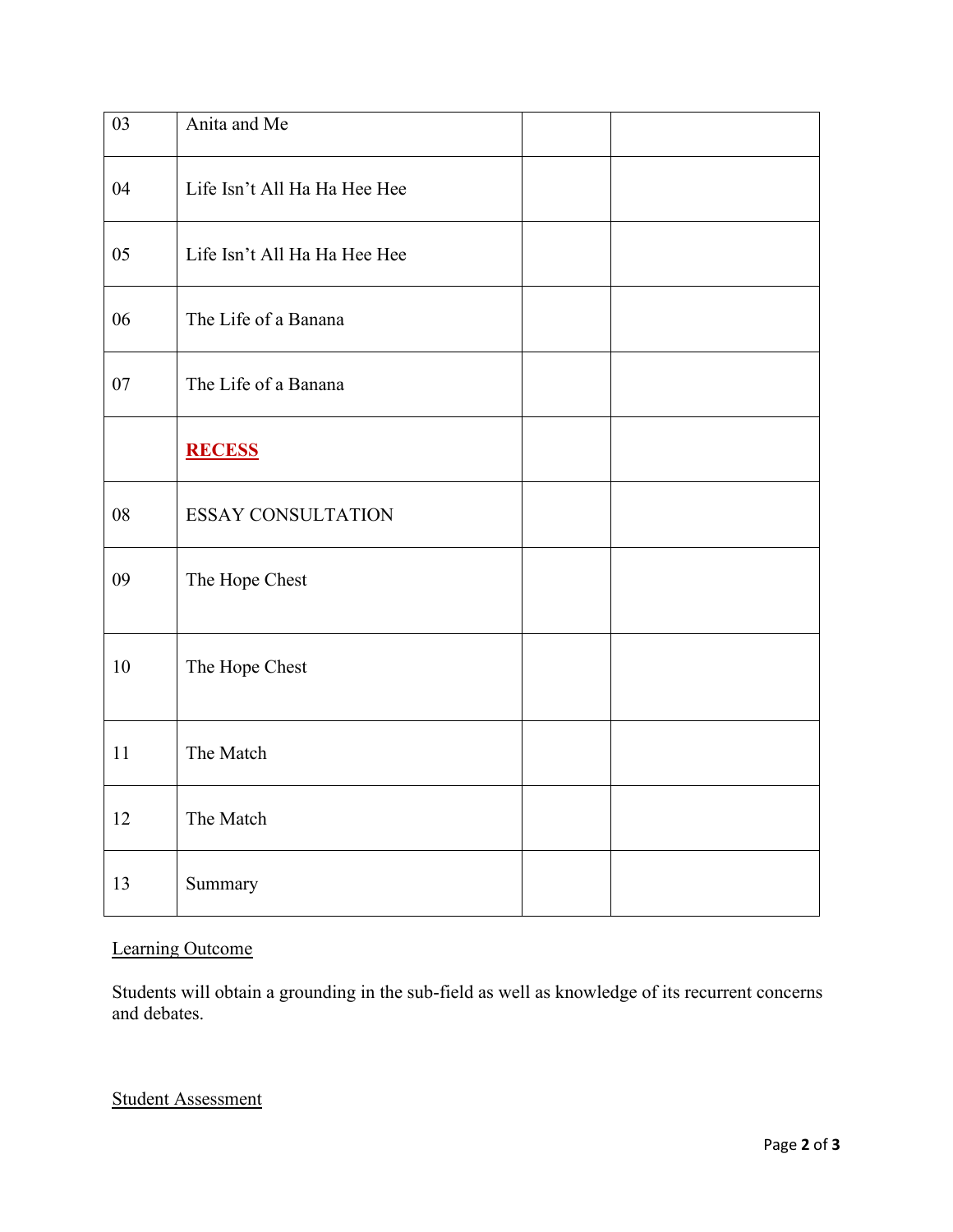| | | | |
|---|---|---|---|
| 03 | Anita and Me | | |
| 04 | Life Isn't All Ha Ha Hee Hee | | |
| 05 | Life Isn't All Ha Ha Hee Hee | | |
| 06 | The Life of a Banana | | |
| 07 | The Life of a Banana | | |
| | **RECESS** | | |
| 08 | ESSAY CONSULTATION | | |
| 09 | The Hope Chest | | |
| 10 | The Hope Chest | | |
| 11 | The Match | | |
| 12 | The Match | | |
| 13 | Summary | | |

Learning Outcome

Students will obtain a grounding in the sub-field as well as knowledge of its recurrent concerns and debates.

Student Assessment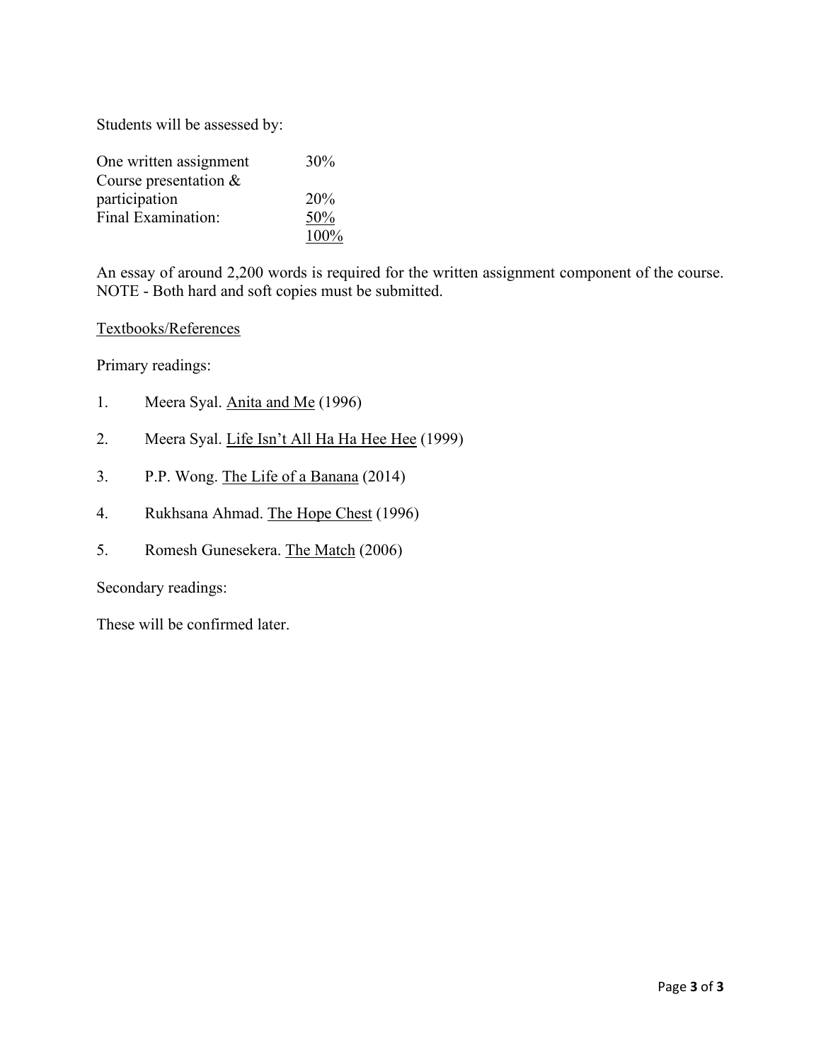Students will be assessed by:

| | |
|---|---|
| One written assignment | 30% |
| Course presentation & participation | 20% |
| Final Examination: | 50% |
| | 100% |

An essay of around 2,200 words is required for the written assignment component of the course. NOTE - Both hard and soft copies must be submitted.

Textbooks/References

Primary readings:

1. Meera Syal. Anita and Me (1996)
2. Meera Syal. Life Isn't All Ha Ha Hee Hee (1999)
3. P.P. Wong. The Life of a Banana (2014)
4. Rukhsana Ahmad. The Hope Chest (1996)
5. Romesh Gunesekera. The Match (2006)

Secondary readings:

These will be confirmed later.